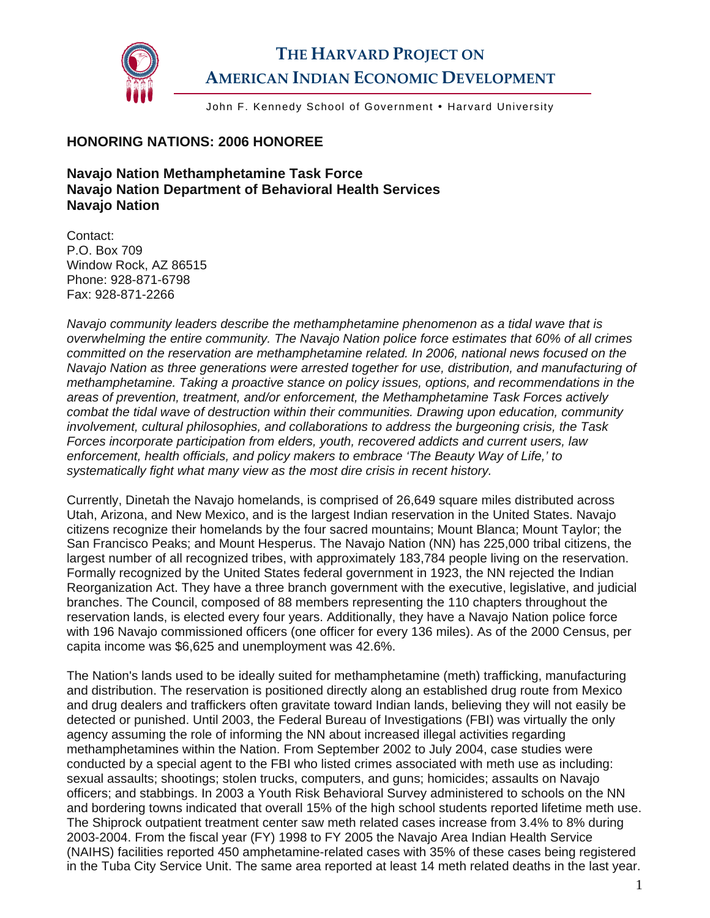# The Harvard Project on American Indian Economic Development

John F. Kennedy School of Government • Harvard University

## HONORING NATIONS: 2006 HONOREE

**Navajo Nation Methamphetamine Task Force**
**Navajo Nation Department of Behavioral Health Services**
**Navajo Nation**

Contact:
P.O. Box 709
Window Rock, AZ 86515
Phone: 928-871-6798
Fax: 928-871-2266

*Navajo community leaders describe the methamphetamine phenomenon as a tidal wave that is overwhelming the entire community. The Navajo Nation police force estimates that 60% of all crimes committed on the reservation are methamphetamine related. In 2006, national news focused on the Navajo Nation as three generations were arrested together for use, distribution, and manufacturing of methamphetamine. Taking a proactive stance on policy issues, options, and recommendations in the areas of prevention, treatment, and/or enforcement, the Methamphetamine Task Forces actively combat the tidal wave of destruction within their communities. Drawing upon education, community involvement, cultural philosophies, and collaborations to address the burgeoning crisis, the Task Forces incorporate participation from elders, youth, recovered addicts and current users, law enforcement, health officials, and policy makers to embrace 'The Beauty Way of Life,' to systematically fight what many view as the most dire crisis in recent history.*

Currently, Dinetah the Navajo homelands, is comprised of 26,649 square miles distributed across Utah, Arizona, and New Mexico, and is the largest Indian reservation in the United States. Navajo citizens recognize their homelands by the four sacred mountains; Mount Blanca; Mount Taylor; the San Francisco Peaks; and Mount Hesperus. The Navajo Nation (NN) has 225,000 tribal citizens, the largest number of all recognized tribes, with approximately 183,784 people living on the reservation. Formally recognized by the United States federal government in 1923, the NN rejected the Indian Reorganization Act. They have a three branch government with the executive, legislative, and judicial branches. The Council, composed of 88 members representing the 110 chapters throughout the reservation lands, is elected every four years. Additionally, they have a Navajo Nation police force with 196 Navajo commissioned officers (one officer for every 136 miles). As of the 2000 Census, per capita income was $6,625 and unemployment was 42.6%.

The Nation's lands used to be ideally suited for methamphetamine (meth) trafficking, manufacturing and distribution. The reservation is positioned directly along an established drug route from Mexico and drug dealers and traffickers often gravitate toward Indian lands, believing they will not easily be detected or punished. Until 2003, the Federal Bureau of Investigations (FBI) was virtually the only agency assuming the role of informing the NN about increased illegal activities regarding methamphetamines within the Nation. From September 2002 to July 2004, case studies were conducted by a special agent to the FBI who listed crimes associated with meth use as including: sexual assaults; shootings; stolen trucks, computers, and guns; homicides; assaults on Navajo officers; and stabbings. In 2003 a Youth Risk Behavioral Survey administered to schools on the NN and bordering towns indicated that overall 15% of the high school students reported lifetime meth use. The Shiprock outpatient treatment center saw meth related cases increase from 3.4% to 8% during 2003-2004. From the fiscal year (FY) 1998 to FY 2005 the Navajo Area Indian Health Service (NAIHS) facilities reported 450 amphetamine-related cases with 35% of these cases being registered in the Tuba City Service Unit. The same area reported at least 14 meth related deaths in the last year.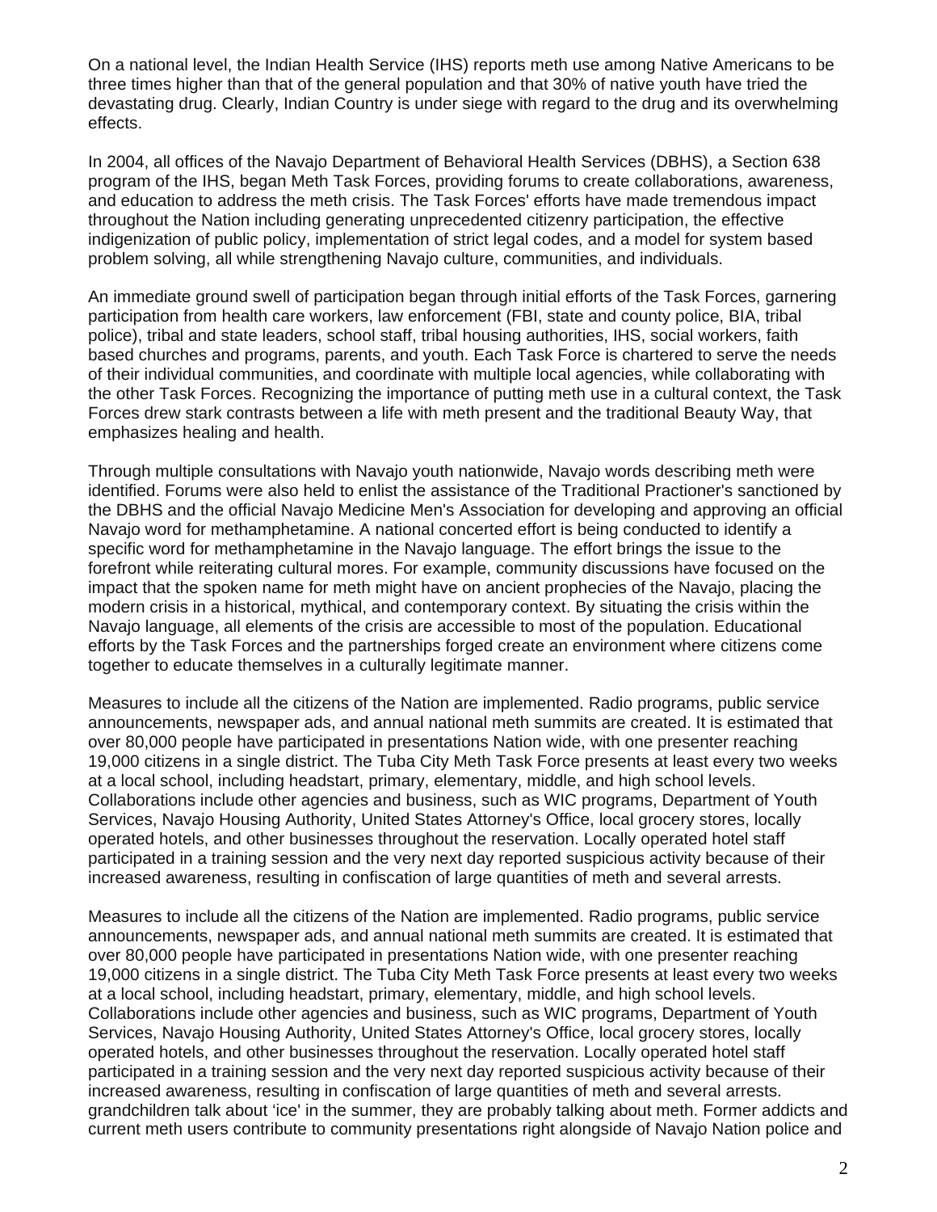On a national level, the Indian Health Service (IHS) reports meth use among Native Americans to be three times higher than that of the general population and that 30% of native youth have tried the devastating drug. Clearly, Indian Country is under siege with regard to the drug and its overwhelming effects.

In 2004, all offices of the Navajo Department of Behavioral Health Services (DBHS), a Section 638 program of the IHS, began Meth Task Forces, providing forums to create collaborations, awareness, and education to address the meth crisis. The Task Forces' efforts have made tremendous impact throughout the Nation including generating unprecedented citizenry participation, the effective indigenization of public policy, implementation of strict legal codes, and a model for system based problem solving, all while strengthening Navajo culture, communities, and individuals.

An immediate ground swell of participation began through initial efforts of the Task Forces, garnering participation from health care workers, law enforcement (FBI, state and county police, BIA, tribal police), tribal and state leaders, school staff, tribal housing authorities, IHS, social workers, faith based churches and programs, parents, and youth. Each Task Force is chartered to serve the needs of their individual communities, and coordinate with multiple local agencies, while collaborating with the other Task Forces. Recognizing the importance of putting meth use in a cultural context, the Task Forces drew stark contrasts between a life with meth present and the traditional Beauty Way, that emphasizes healing and health.

Through multiple consultations with Navajo youth nationwide, Navajo words describing meth were identified. Forums were also held to enlist the assistance of the Traditional Practioner's sanctioned by the DBHS and the official Navajo Medicine Men's Association for developing and approving an official Navajo word for methamphetamine. A national concerted effort is being conducted to identify a specific word for methamphetamine in the Navajo language. The effort brings the issue to the forefront while reiterating cultural mores. For example, community discussions have focused on the impact that the spoken name for meth might have on ancient prophecies of the Navajo, placing the modern crisis in a historical, mythical, and contemporary context. By situating the crisis within the Navajo language, all elements of the crisis are accessible to most of the population. Educational efforts by the Task Forces and the partnerships forged create an environment where citizens come together to educate themselves in a culturally legitimate manner.

Measures to include all the citizens of the Nation are implemented. Radio programs, public service announcements, newspaper ads, and annual national meth summits are created. It is estimated that over 80,000 people have participated in presentations Nation wide, with one presenter reaching 19,000 citizens in a single district. The Tuba City Meth Task Force presents at least every two weeks at a local school, including headstart, primary, elementary, middle, and high school levels. Collaborations include other agencies and business, such as WIC programs, Department of Youth Services, Navajo Housing Authority, United States Attorney's Office, local grocery stores, locally operated hotels, and other businesses throughout the reservation. Locally operated hotel staff participated in a training session and the very next day reported suspicious activity because of their increased awareness, resulting in confiscation of large quantities of meth and several arrests.

Measures to include all the citizens of the Nation are implemented. Radio programs, public service announcements, newspaper ads, and annual national meth summits are created. It is estimated that over 80,000 people have participated in presentations Nation wide, with one presenter reaching 19,000 citizens in a single district. The Tuba City Meth Task Force presents at least every two weeks at a local school, including headstart, primary, elementary, middle, and high school levels. Collaborations include other agencies and business, such as WIC programs, Department of Youth Services, Navajo Housing Authority, United States Attorney's Office, local grocery stores, locally operated hotels, and other businesses throughout the reservation. Locally operated hotel staff participated in a training session and the very next day reported suspicious activity because of their increased awareness, resulting in confiscation of large quantities of meth and several arrests. grandchildren talk about 'ice' in the summer, they are probably talking about meth. Former addicts and current meth users contribute to community presentations right alongside of Navajo Nation police and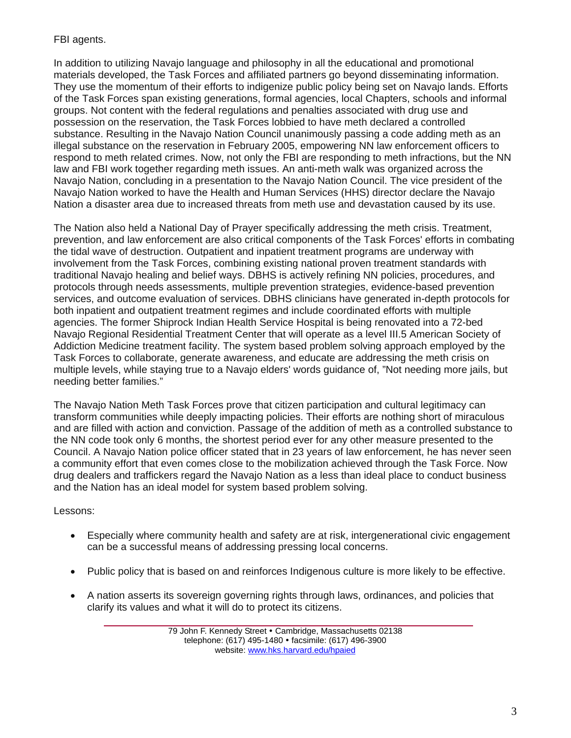FBI agents.

In addition to utilizing Navajo language and philosophy in all the educational and promotional materials developed, the Task Forces and affiliated partners go beyond disseminating information. They use the momentum of their efforts to indigenize public policy being set on Navajo lands. Efforts of the Task Forces span existing generations, formal agencies, local Chapters, schools and informal groups. Not content with the federal regulations and penalties associated with drug use and possession on the reservation, the Task Forces lobbied to have meth declared a controlled substance. Resulting in the Navajo Nation Council unanimously passing a code adding meth as an illegal substance on the reservation in February 2005, empowering NN law enforcement officers to respond to meth related crimes. Now, not only the FBI are responding to meth infractions, but the NN law and FBI work together regarding meth issues. An anti-meth walk was organized across the Navajo Nation, concluding in a presentation to the Navajo Nation Council. The vice president of the Navajo Nation worked to have the Health and Human Services (HHS) director declare the Navajo Nation a disaster area due to increased threats from meth use and devastation caused by its use.

The Nation also held a National Day of Prayer specifically addressing the meth crisis. Treatment, prevention, and law enforcement are also critical components of the Task Forces' efforts in combating the tidal wave of destruction. Outpatient and inpatient treatment programs are underway with involvement from the Task Forces, combining existing national proven treatment standards with traditional Navajo healing and belief ways. DBHS is actively refining NN policies, procedures, and protocols through needs assessments, multiple prevention strategies, evidence-based prevention services, and outcome evaluation of services. DBHS clinicians have generated in-depth protocols for both inpatient and outpatient treatment regimes and include coordinated efforts with multiple agencies. The former Shiprock Indian Health Service Hospital is being renovated into a 72-bed Navajo Regional Residential Treatment Center that will operate as a level III.5 American Society of Addiction Medicine treatment facility. The system based problem solving approach employed by the Task Forces to collaborate, generate awareness, and educate are addressing the meth crisis on multiple levels, while staying true to a Navajo elders' words guidance of, "Not needing more jails, but needing better families."

The Navajo Nation Meth Task Forces prove that citizen participation and cultural legitimacy can transform communities while deeply impacting policies. Their efforts are nothing short of miraculous and are filled with action and conviction. Passage of the addition of meth as a controlled substance to the NN code took only 6 months, the shortest period ever for any other measure presented to the Council. A Navajo Nation police officer stated that in 23 years of law enforcement, he has never seen a community effort that even comes close to the mobilization achieved through the Task Force. Now drug dealers and traffickers regard the Navajo Nation as a less than ideal place to conduct business and the Nation has an ideal model for system based problem solving.

Lessons:

- Especially where community health and safety are at risk, intergenerational civic engagement can be a successful means of addressing pressing local concerns.
- Public policy that is based on and reinforces Indigenous culture is more likely to be effective.
- A nation asserts its sovereign governing rights through laws, ordinances, and policies that clarify its values and what it will do to protect its citizens.

79 John F. Kennedy Street • Cambridge, Massachusetts 02138
telephone: (617) 495-1480 • facsimile: (617) 496-3900
website: www.hks.harvard.edu/hpaied